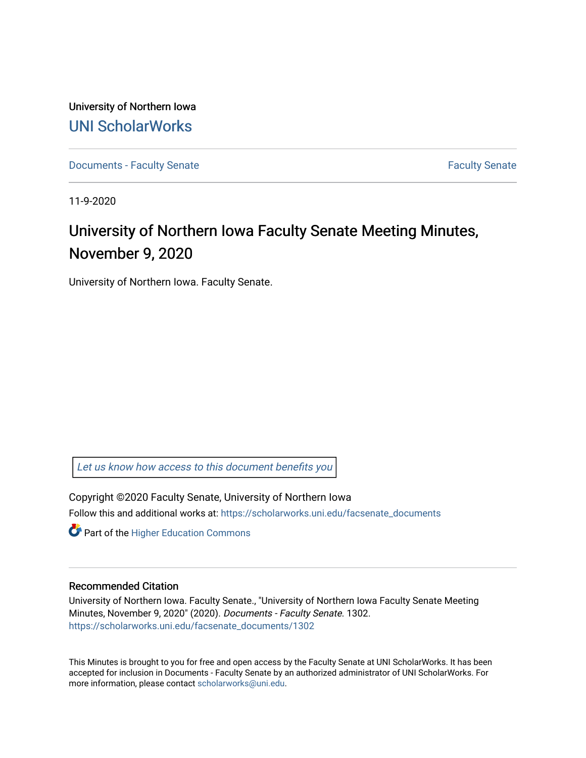University of Northern Iowa

UNI ScholarWorks

Documents - Faculty Senate | Faculty Senate

11-9-2020

# University of Northern Iowa Faculty Senate Meeting Minutes, November 9, 2020

University of Northern Iowa. Faculty Senate.

Let us know how access to this document benefits you

Copyright ©2020 Faculty Senate, University of Northern Iowa

Follow this and additional works at: https://scholarworks.uni.edu/facsenate_documents

Part of the Higher Education Commons

## Recommended Citation

University of Northern Iowa. Faculty Senate., "University of Northern Iowa Faculty Senate Meeting Minutes, November 9, 2020" (2020). *Documents - Faculty Senate*. 1302.
https://scholarworks.uni.edu/facsenate_documents/1302

This Minutes is brought to you for free and open access by the Faculty Senate at UNI ScholarWorks. It has been accepted for inclusion in Documents - Faculty Senate by an authorized administrator of UNI ScholarWorks. For more information, please contact scholarworks@uni.edu.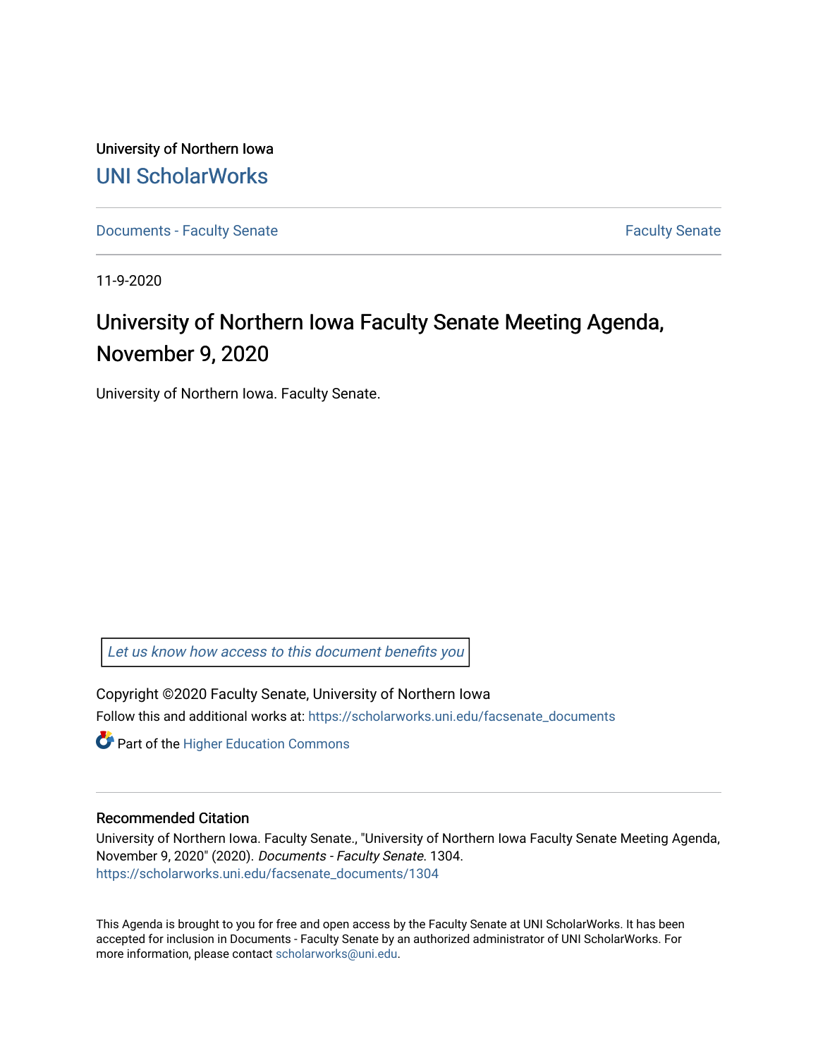University of Northern Iowa

[UNI ScholarWorks](https://scholarworks.uni.edu)

[Documents - Faculty Senate](https://scholarworks.uni.edu/facsenate_documents) [Faculty Senate](https://scholarworks.uni.edu/facsenate)

11-9-2020

# University of Northern Iowa Faculty Senate Meeting Agenda, November 9, 2020

University of Northern Iowa. Faculty Senate.

*Let us know how access to this document benefits you*

Copyright ©2020 Faculty Senate, University of Northern Iowa

Follow this and additional works at: https://scholarworks.uni.edu/facsenate_documents

Part of the Higher Education Commons

## Recommended Citation

University of Northern Iowa. Faculty Senate., "University of Northern Iowa Faculty Senate Meeting Agenda, November 9, 2020" (2020). *Documents - Faculty Senate*. 1304.
https://scholarworks.uni.edu/facsenate_documents/1304

This Agenda is brought to you for free and open access by the Faculty Senate at UNI ScholarWorks. It has been accepted for inclusion in Documents - Faculty Senate by an authorized administrator of UNI ScholarWorks. For more information, please contact scholarworks@uni.edu.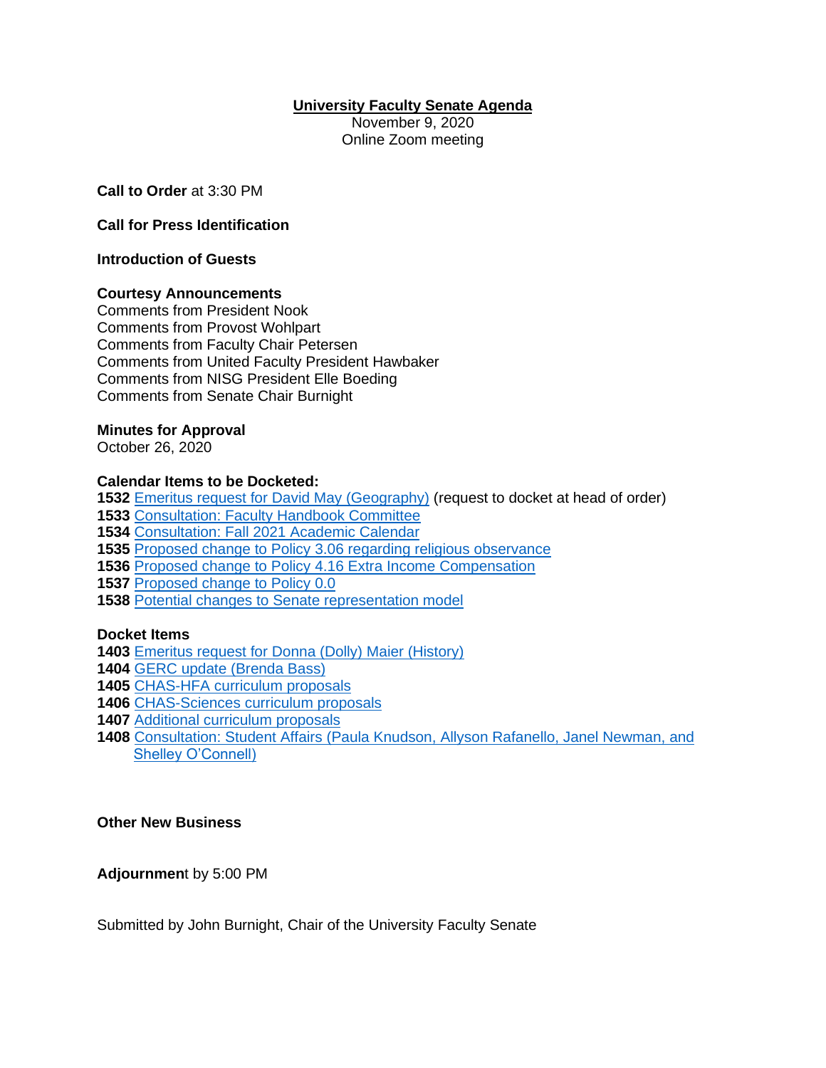# University Faculty Senate Agenda

November 9, 2020
Online Zoom meeting

**Call to Order** at 3:30 PM

**Call for Press Identification**

**Introduction of Guests**

**Courtesy Announcements**
Comments from President Nook
Comments from Provost Wohlpart
Comments from Faculty Chair Petersen
Comments from United Faculty President Hawbaker
Comments from NISG President Elle Boeding
Comments from Senate Chair Burnight

**Minutes for Approval**
October 26, 2020

**Calendar Items to be Docketed:**
**1532** Emeritus request for David May (Geography) (request to docket at head of order)
**1533** Consultation: Faculty Handbook Committee
**1534** Consultation: Fall 2021 Academic Calendar
**1535** Proposed change to Policy 3.06 regarding religious observance
**1536** Proposed change to Policy 4.16 Extra Income Compensation
**1537** Proposed change to Policy 0.0
**1538** Potential changes to Senate representation model

**Docket Items**
**1403** Emeritus request for Donna (Dolly) Maier (History)
**1404** GERC update (Brenda Bass)
**1405** CHAS-HFA curriculum proposals
**1406** CHAS-Sciences curriculum proposals
**1407** Additional curriculum proposals
**1408** Consultation: Student Affairs (Paula Knudson, Allyson Rafanello, Janel Newman, and Shelley O'Connell)

**Other New Business**

**Adjournment** by 5:00 PM

Submitted by John Burnight, Chair of the University Faculty Senate